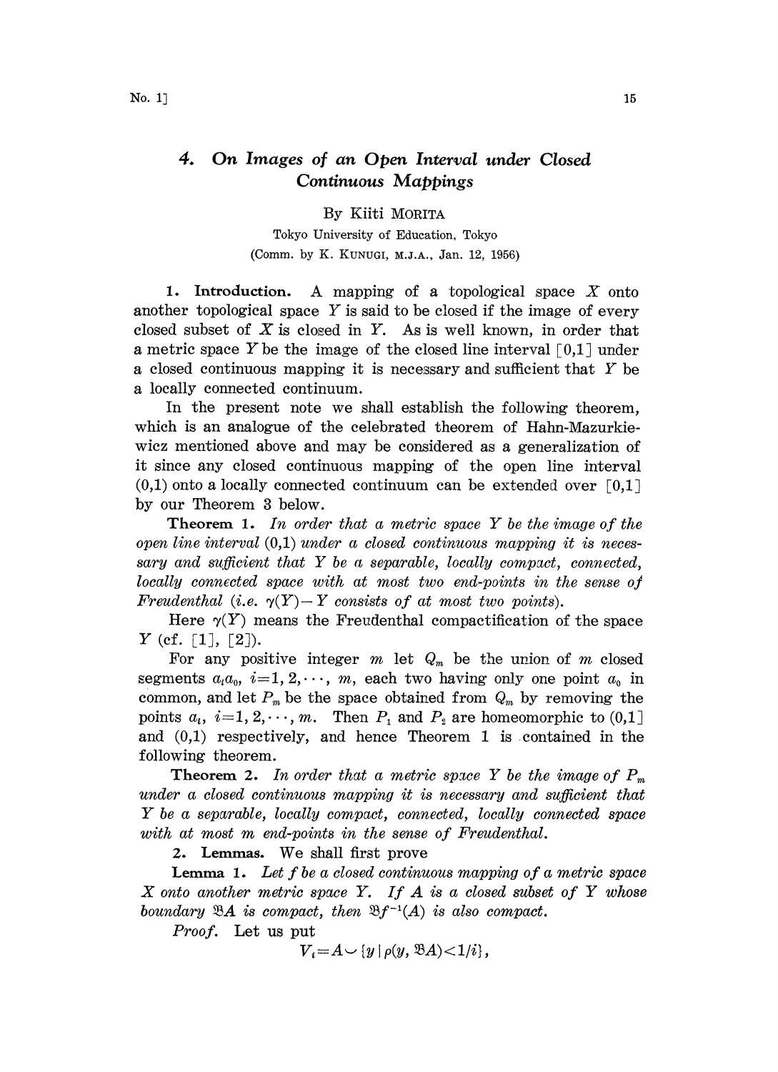# 4. On Images of an Open Interval under Closed Continuous Mappings

By Kiiti MORITA

Tokyo University of Education, Tokyo

(Comm. by K. KUNUGI, M.J.A., Jan. 12, 1956)

**1. Introduction.** A mapping of a topological space $X$ onto another topological space $Y$ is said to be closed if the image of every closed subset of $X$ is closed in $Y$. As is well known, in order that a metric space $Y$ be the image of the closed line interval $[0,1]$ under a closed continuous mapping it is necessary and sufficient that $Y$ be a locally connected continuum.

In the present note we shall establish the following theorem, which is an analogue of the celebrated theorem of Hahn-Mazurkiewicz mentioned above and may be considered as a generalization of it since any closed continuous mapping of the open line interval $(0,1)$ onto a locally connected continuum can be extended over $[0,1]$ by our Theorem 3 below.

**Theorem 1.** *In order that a metric space $Y$ be the image of the open line interval $(0,1)$ under a closed continuous mapping it is necessary and sufficient that $Y$ be a separable, locally compact, connected, locally connected space with at most two end-points in the sense of Freudenthal (i.e. $\gamma(Y)-Y$ consists of at most two points).*

Here $\gamma(Y)$ means the Freudenthal compactification of the space $Y$ (cf. [1], [2]).

For any positive integer $m$ let $Q_m$ be the union of $m$ closed segments $a_i a_0$, $i=1,2,\cdots,m$, each two having only one point $a_0$ in common, and let $P_m$ be the space obtained from $Q_m$ by removing the points $a_i$, $i=1,2,\cdots,m$. Then $P_1$ and $P_2$ are homeomorphic to $(0,1]$ and $(0,1)$ respectively, and hence Theorem 1 is contained in the following theorem.

**Theorem 2.** *In order that a metric space $Y$ be the image of $P_m$ under a closed continuous mapping it is necessary and sufficient that $Y$ be a separable, locally compact, connected, locally connected space with at most $m$ end-points in the sense of Freudenthal.*

**2. Lemmas.** We shall first prove

**Lemma 1.** *Let $f$ be a closed continuous mapping of a metric space $X$ onto another metric space $Y$. If $A$ is a closed subset of $Y$ whose boundary $\mathfrak{B}A$ is compact, then $\mathfrak{B}f^{-1}(A)$ is also compact.*

*Proof.* Let us put

$$V_i = A \smile \{y \mid \rho(y, \mathfrak{B}A) < 1/i\},$$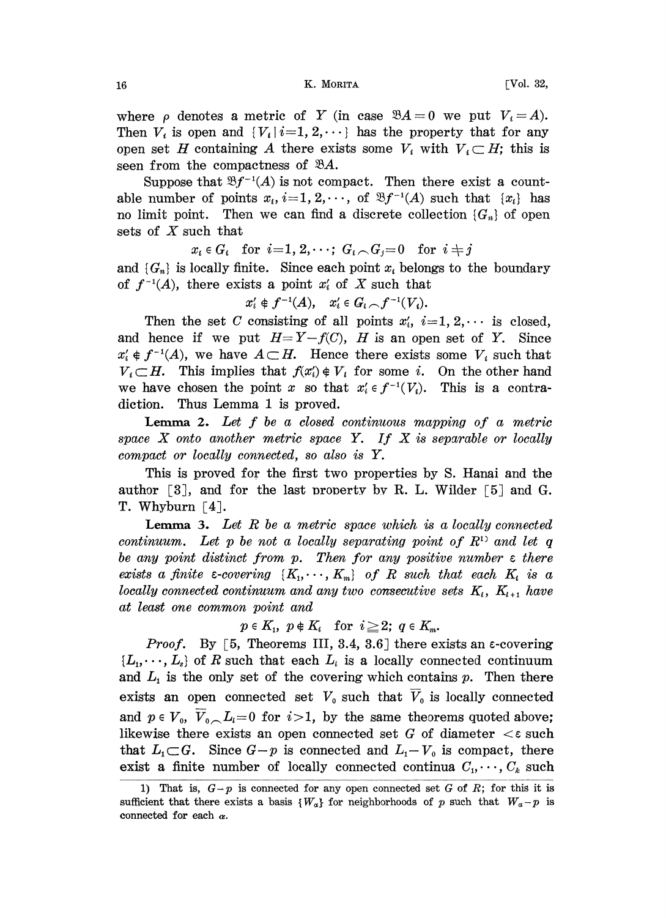where $\rho$ denotes a metric of $Y$ (in case $\mathfrak{B}A=0$ we put $V_i=A$). Then $V_i$ is open and $\{V_i \mid i=1, 2, \cdots\}$ has the property that for any open set $H$ containing $A$ there exists some $V_i$ with $V_i \subset H$; this is seen from the compactness of $\mathfrak{B}A$.

Suppose that $\mathfrak{B}f^{-1}(A)$ is not compact. Then there exist a countable number of points $x_i, i=1, 2, \cdots$, of $\mathfrak{B}f^{-1}(A)$ such that $\{x_i\}$ has no limit point. Then we can find a discrete collection $\{G_n\}$ of open sets of $X$ such that

$$x_i \in G_i \quad \text{for } i=1, 2, \cdots; \; G_i \frown G_j = 0 \quad \text{for } i \neq j$$

and $\{G_n\}$ is locally finite. Since each point $x_i$ belongs to the boundary of $f^{-1}(A)$, there exists a point $x'_i$ of $X$ such that

$$x'_i \notin f^{-1}(A), \quad x'_i \in G_i \frown f^{-1}(V_i).$$

Then the set $C$ consisting of all points $x'_i$, $i=1, 2, \cdots$ is closed, and hence if we put $H=Y-f(C)$, $H$ is an open set of $Y$. Since $x'_i \notin f^{-1}(A)$, we have $A \subset H$. Hence there exists some $V_i$ such that $V_i \subset H$. This implies that $f(x'_i) \notin V_i$ for some $i$. On the other hand we have chosen the point $x$ so that $x'_i \in f^{-1}(V_i)$. This is a contradiction. Thus Lemma 1 is proved.

**Lemma 2.** *Let $f$ be a closed continuous mapping of a metric space $X$ onto another metric space $Y$. If $X$ is separable or locally compact or locally connected, so also is $Y$.*

This is proved for the first two properties by S. Hanai and the author [3], and for the last property by R. L. Wilder [5] and G. T. Whyburn [4].

**Lemma 3.** *Let $R$ be a metric space which is a locally connected continuum. Let $p$ be not a locally separating point of $R$*[1] *and let $q$ be any point distinct from $p$. Then for any positive number $\varepsilon$ there exists a finite $\varepsilon$-covering $\{K_1, \cdots, K_m\}$ of $R$ such that each $K_i$ is a locally connected continuum and any two consecutive sets $K_i$, $K_{i+1}$ have at least one common point and*

$$p \in K_1, \; p \notin K_i \quad \text{for } i \geqq 2; \; q \in K_m.$$

*Proof.* By [5, Theorems III, 3.4, 3.6] there exists an $\varepsilon$-covering $\{L_1, \cdots, L_s\}$ of $R$ such that each $L_i$ is a locally connected continuum and $L_1$ is the only set of the covering which contains $p$. Then there exists an open connected set $V_0$ such that $\overline{V}_0$ is locally connected and $p \in V_0$, $\overline{V}_0 \frown L_i = 0$ for $i>1$, by the same theorems quoted above; likewise there exists an open connected set $G$ of diameter $<\varepsilon$ such that $L_1 \subset G$. Since $G-p$ is connected and $L_1 - V_0$ is compact, there exist a finite number of locally connected continua $C_1, \cdots, C_k$ such

1) That is, $G-p$ is connected for any open connected set $G$ of $R$; for this it is sufficient that there exists a basis $\{W_\alpha\}$ for neighborhoods of $p$ such that $W_\alpha - p$ is connected for each $\alpha$.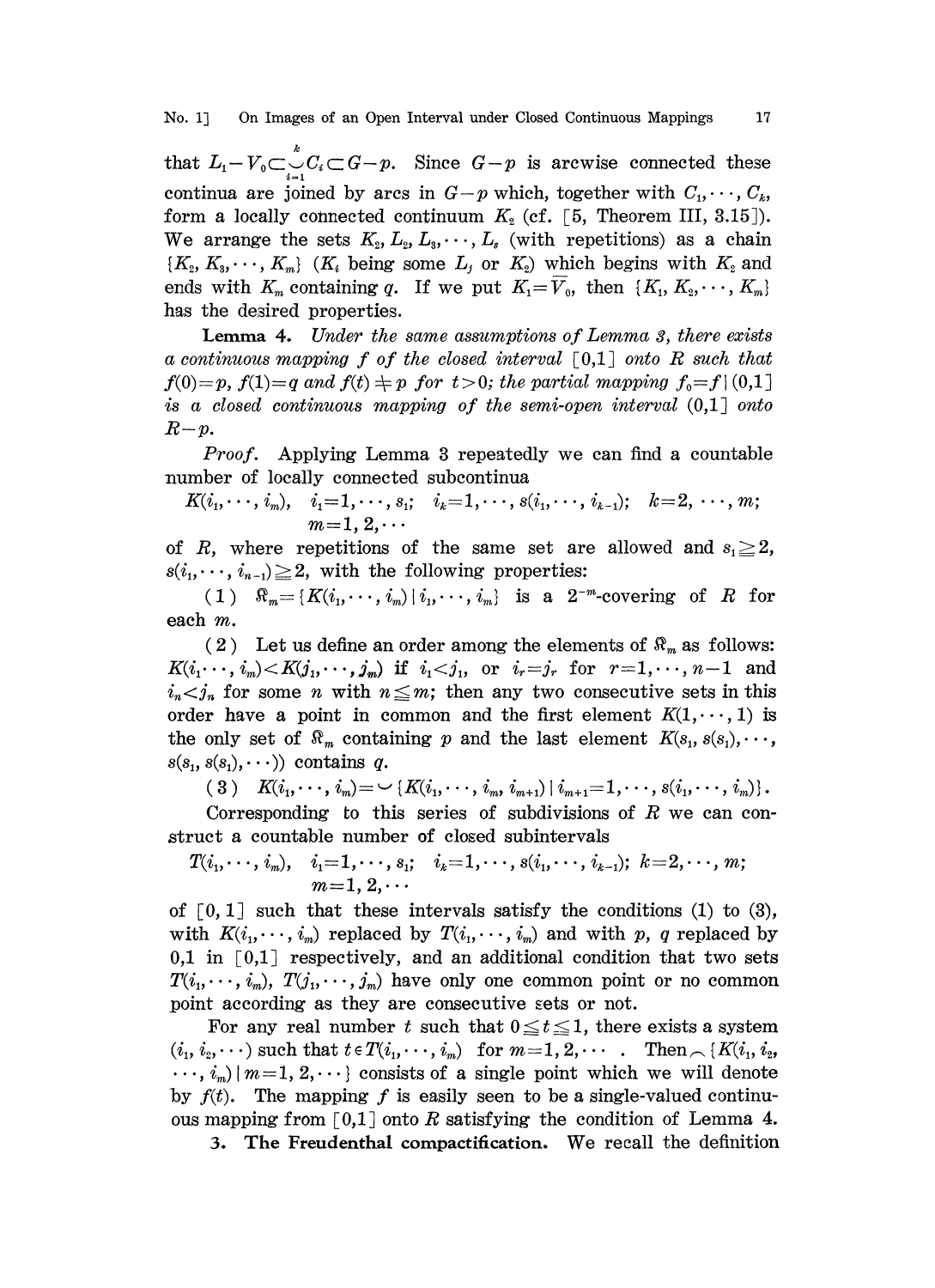that $L_1 - V_0 \subset \bigcup_{i=1}^{k} C_i \subset G - p$. Since $G-p$ is arcwise connected these continua are joined by arcs in $G-p$ which, together with $C_1, \cdots, C_k$, form a locally connected continuum $K_2$ (cf. [5, Theorem III, 3.15]). We arrange the sets $K_2, L_2, L_3, \cdots, L_s$ (with repetitions) as a chain $\{K_2, K_3, \cdots, K_m\}$ ($K_i$ being some $L_j$ or $K_2$) which begins with $K_2$ and ends with $K_m$ containing $q$. If we put $K_1 = \overline{V}_0$, then $\{K_1, K_2, \cdots, K_m\}$ has the desired properties.

**Lemma 4.** *Under the same assumptions of Lemma 3, there exists a continuous mapping $f$ of the closed interval $[0,1]$ onto $R$ such that $f(0)=p$, $f(1)=q$ and $f(t) \neq p$ for $t>0$; the partial mapping $f_0 = f \mid (0,1]$ is a closed continuous mapping of the semi-open interval $(0,1]$ onto $R-p$.*

*Proof.* Applying Lemma 3 repeatedly we can find a countable number of locally connected subcontinua

$$K(i_1, \cdots, i_m), \quad i_1 = 1, \cdots, s_1; \quad i_k = 1, \cdots, s(i_1, \cdots, i_{k-1}); \quad k=2, \cdots, m; \quad m = 1, 2, \cdots$$

of $R$, where repetitions of the same set are allowed and $s_1 \geqq 2$, $s(i_1, \cdots, i_{n-1}) \geqq 2$, with the following properties:

(1) $\mathfrak{K}_m = \{K(i_1, \cdots, i_m) \mid i_1, \cdots, i_m\}$ is a $2^{-m}$-covering of $R$ for each $m$.

(2) Let us define an order among the elements of $\mathfrak{K}_m$ as follows: $K(i_1 \cdots, i_m) < K(j_1, \cdots, j_m)$ if $i_1 < j_1$, or $i_r = j_r$ for $r = 1, \cdots, n-1$ and $i_n < j_n$ for some $n$ with $n \leqq m$; then any two consecutive sets in this order have a point in common and the first element $K(1, \cdots, 1)$ is the only set of $\mathfrak{K}_m$ containing $p$ and the last element $K(s_1, s(s_1), \cdots, s(s_1, s(s_1), \cdots))$ contains $q$.

(3) $K(i_1, \cdots, i_m) = \bigcup \{K(i_1, \cdots, i_m, i_{m+1}) \mid i_{m+1} = 1, \cdots, s(i_1, \cdots, i_m)\}$.

Corresponding to this series of subdivisions of $R$ we can construct a countable number of closed subintervals

$$T(i_1, \cdots, i_m), \quad i_1 = 1, \cdots, s_1; \quad i_k = 1, \cdots, s(i_1, \cdots, i_{k-1}); \quad k=2, \cdots, m; \quad m = 1, 2, \cdots$$

of $[0, 1]$ such that these intervals satisfy the conditions (1) to (3), with $K(i_1, \cdots, i_m)$ replaced by $T(i_1, \cdots, i_m)$ and with $p$, $q$ replaced by 0,1 in $[0,1]$ respectively, and an additional condition that two sets $T(i_1, \cdots, i_m)$, $T(j_1, \cdots, j_m)$ have only one common point or no common point according as they are consecutive sets or not.

For any real number $t$ such that $0 \leqq t \leqq 1$, there exists a system $(i_1, i_2, \cdots)$ such that $t \in T(i_1, \cdots, i_m)$ for $m = 1, 2, \cdots$. Then $\bigcap \{K(i_1, i_2, \cdots, i_m) \mid m = 1, 2, \cdots\}$ consists of a single point which we will denote by $f(t)$. The mapping $f$ is easily seen to be a single-valued continuous mapping from $[0,1]$ onto $R$ satisfying the condition of Lemma 4.

**3. The Freudenthal compactification.** We recall the definition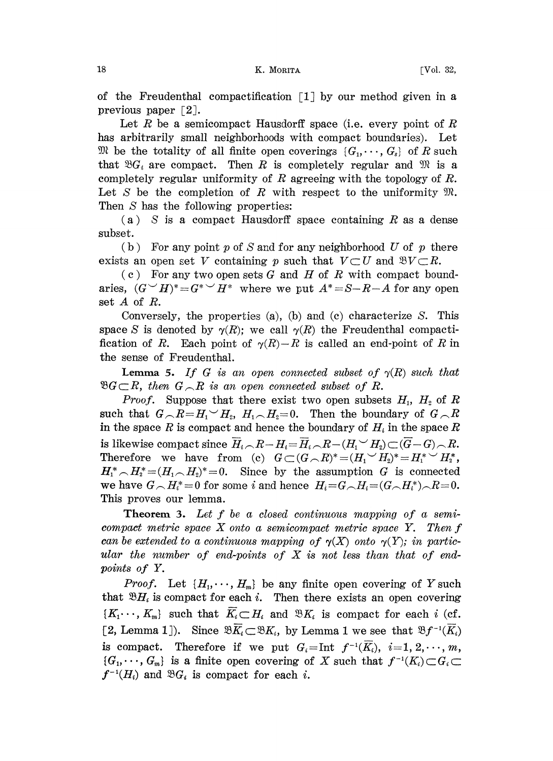of the Freudenthal compactification [1] by our method given in a previous paper [2].

Let $R$ be a semicompact Hausdorff space (i.e. every point of $R$ has arbitrarily small neighborhoods with compact boundaries). Let $\mathfrak{M}$ be the totality of all finite open coverings $\{G_1, \cdots, G_s\}$ of $R$ such that $\mathfrak{B}G_i$ are compact. Then $R$ is completely regular and $\mathfrak{M}$ is a completely regular uniformity of $R$ agreeing with the topology of $R$. Let $S$ be the completion of $R$ with respect to the uniformity $\mathfrak{M}$. Then $S$ has the following properties:

(a) $S$ is a compact Hausdorff space containing $R$ as a dense subset.

(b) For any point $p$ of $S$ and for any neighborhood $U$ of $p$ there exists an open set $V$ containing $p$ such that $V \subset U$ and $\mathfrak{B}V \subset R$.

(c) For any two open sets $G$ and $H$ of $R$ with compact boundaries, $(G \smile H)^* = G^* \smile H^*$ where we put $A^* = S - R - A$ for any open set $A$ of $R$.

Conversely, the properties (a), (b) and (c) characterize $S$. This space $S$ is denoted by $\gamma(R)$; we call $\gamma(R)$ the Freudenthal compactification of $R$. Each point of $\gamma(R) - R$ is called an end-point of $R$ in the sense of Freudenthal.

**Lemma 5.** *If $G$ is an open connected subset of $\gamma(R)$ such that $\mathfrak{B}G \subset R$, then $G \frown R$ is an open connected subset of $R$.*

*Proof.* Suppose that there exist two open subsets $H_1$, $H_2$ of $R$ such that $G \frown R = H_1 \smile H_2$, $H_1 \frown H_2 = 0$. Then the boundary of $G \frown R$ in the space $R$ is compact and hence the boundary of $H_i$ in the space $R$ is likewise compact since $\overline{H}_i \frown R - H_i = \overline{H}_i \frown R - (H_1 \smile H_2) \subset (\overline{G} - G) \frown R$. Therefore we have from (c) $G \subset (G \frown R)^* = (H_1 \smile H_2)^* = H_1^* \smile H_2^*$, $H_1^* \frown H_2^* = (H_1 \frown H_2)^* = 0$. Since by the assumption $G$ is connected we have $G \frown H_i^* = 0$ for some $i$ and hence $H_i = G \frown H_i = (G \frown H_i^*) \frown R = 0$. This proves our lemma.

**Theorem 3.** *Let $f$ be a closed continuous mapping of a semicompact metric space $X$ onto a semicompact metric space $Y$. Then $f$ can be extended to a continuous mapping of $\gamma(X)$ onto $\gamma(Y)$; in particular the number of end-points of $X$ is not less than that of end-points of $Y$.*

*Proof.* Let $\{H_1, \cdots, H_m\}$ be any finite open covering of $Y$ such that $\mathfrak{B}H_i$ is compact for each $i$. Then there exists an open covering $\{K_1 \cdots, K_m\}$ such that $\overline{K}_i \subset H_i$ and $\mathfrak{B}K_i$ is compact for each $i$ (cf. [2, Lemma 1]). Since $\mathfrak{B}\overline{K}_i \subset \mathfrak{B}K_i$, by Lemma 1 we see that $\mathfrak{B}f^{-1}(\overline{K}_i)$ is compact. Therefore if we put $G_i = \operatorname{Int} f^{-1}(\overline{K}_i)$, $i = 1, 2, \cdots, m$, $\{G_1, \cdots, G_m\}$ is a finite open covering of $X$ such that $f^{-1}(K_i) \subset G_i \subset f^{-1}(H_i)$ and $\mathfrak{B}G_i$ is compact for each $i$.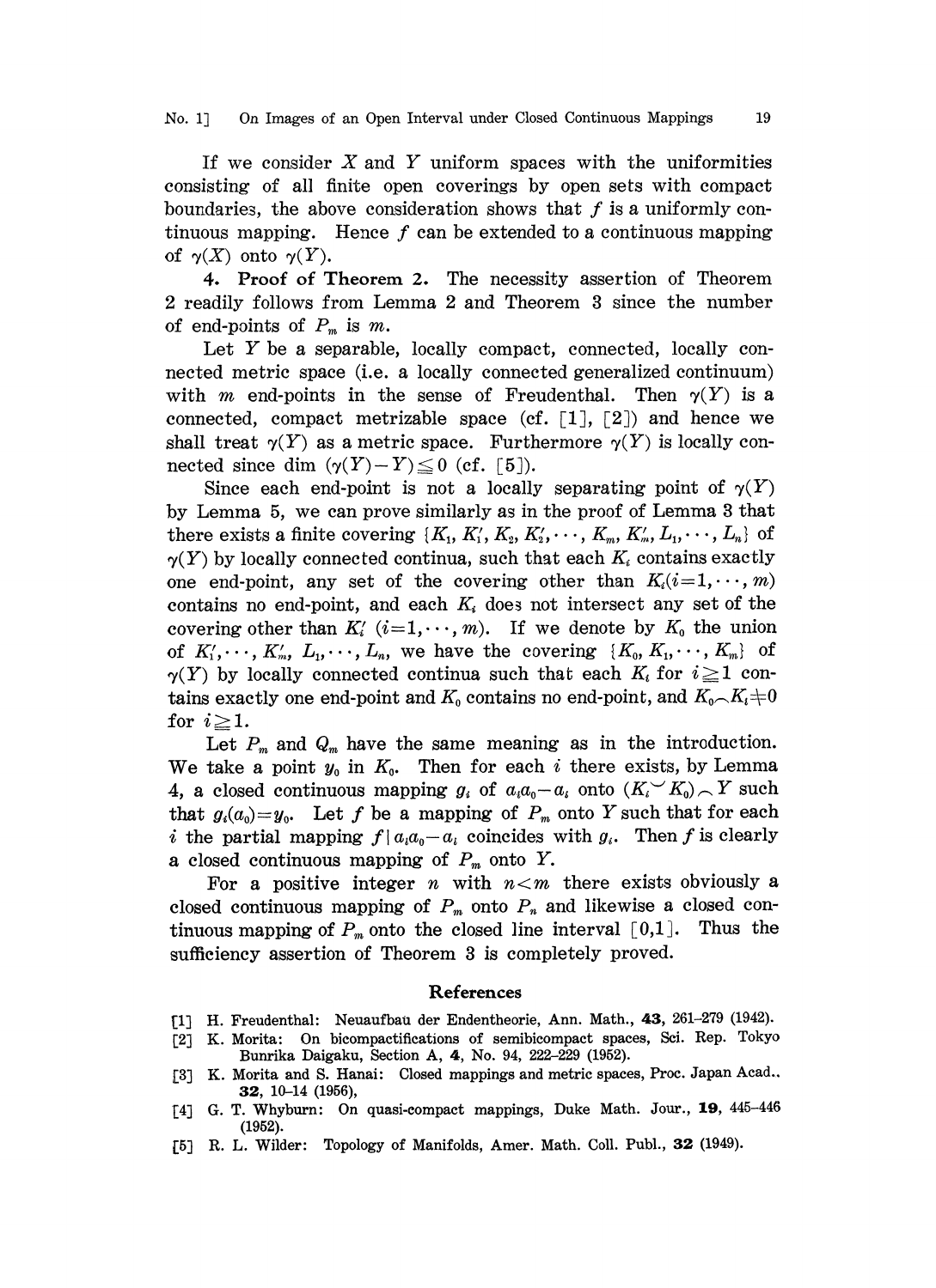If we consider $X$ and $Y$ uniform spaces with the uniformities consisting of all finite open coverings by open sets with compact boundaries, the above consideration shows that $f$ is a uniformly continuous mapping. Hence $f$ can be extended to a continuous mapping of $\gamma(X)$ onto $\gamma(Y)$.

**4. Proof of Theorem 2.** The necessity assertion of Theorem 2 readily follows from Lemma 2 and Theorem 3 since the number of end-points of $P_m$ is $m$.

Let $Y$ be a separable, locally compact, connected, locally connected metric space (i.e. a locally connected generalized continuum) with $m$ end-points in the sense of Freudenthal. Then $\gamma(Y)$ is a connected, compact metrizable space (cf. [1], [2]) and hence we shall treat $\gamma(Y)$ as a metric space. Furthermore $\gamma(Y)$ is locally connected since $\dim(\gamma(Y)-Y)\leqq 0$ (cf. [5]).

Since each end-point is not a locally separating point of $\gamma(Y)$ by Lemma 5, we can prove similarly as in the proof of Lemma 3 that there exists a finite covering $\{K_1, K_1', K_2, K_2', \cdots, K_m, K_m', L_1, \cdots, L_n\}$ of $\gamma(Y)$ by locally connected continua, such that each $K_i$ contains exactly one end-point, any set of the covering other than $K_i (i=1,\cdots,m)$ contains no end-point, and each $K_i$ does not intersect any set of the covering other than $K_i'$ $(i=1,\cdots,m)$. If we denote by $K_0$ the union of $K_1', \cdots, K_m', L_1, \cdots, L_n$, we have the covering $\{K_0, K_1, \cdots, K_m\}$ of $\gamma(Y)$ by locally connected continua such that each $K_i$ for $i\geqq 1$ contains exactly one end-point and $K_0$ contains no end-point, and $K_0 \frown K_i \neq 0$ for $i\geqq 1$.

Let $P_m$ and $Q_m$ have the same meaning as in the introduction. We take a point $y_0$ in $K_0$. Then for each $i$ there exists, by Lemma 4, a closed continuous mapping $g_i$ of $a_i a_0 - a_i$ onto $(K_i \smile K_0) \frown Y$ such that $g_i(a_0)=y_0$. Let $f$ be a mapping of $P_m$ onto $Y$ such that for each $i$ the partial mapping $f\,|\,a_i a_0 - a_i$ coincides with $g_i$. Then $f$ is clearly a closed continuous mapping of $P_m$ onto $Y$.

For a positive integer $n$ with $n<m$ there exists obviously a closed continuous mapping of $P_m$ onto $P_n$ and likewise a closed continuous mapping of $P_m$ onto the closed line interval $[0,1]$. Thus the sufficiency assertion of Theorem 3 is completely proved.

## References

[1] H. Freudenthal: Neuaufbau der Endentheorie, Ann. Math., **43**, 261–279 (1942).

[2] K. Morita: On bicompactifications of semibicompact spaces, Sci. Rep. Tokyo Bunrika Daigaku, Section A, **4**, No. 94, 222–229 (1952).

[3] K. Morita and S. Hanai: Closed mappings and metric spaces, Proc. Japan Acad., **32**, 10–14 (1956),

[4] G. T. Whyburn: On quasi-compact mappings, Duke Math. Jour., **19**, 445–446 (1952).

[5] R. L. Wilder: Topology of Manifolds, Amer. Math. Coll. Publ., **32** (1949).